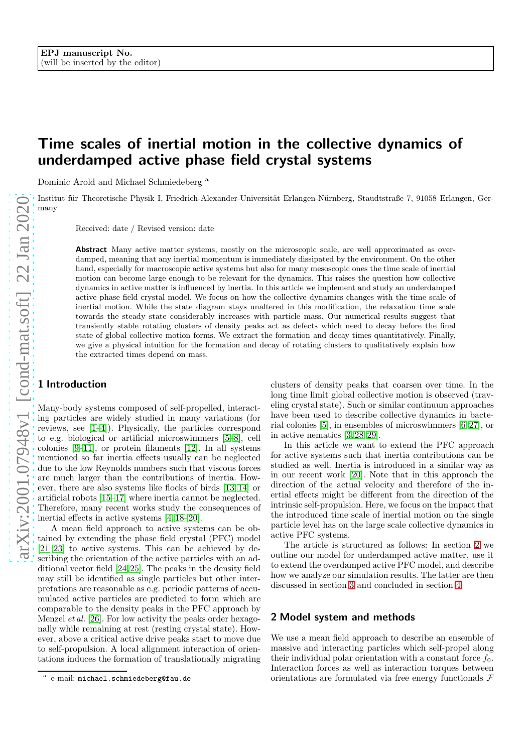EPJ manuscript No.
(will be inserted by the editor)

# Time scales of inertial motion in the collective dynamics of underdamped active phase field crystal systems

Dominic Arold and Michael Schmiedeberg [a]

Institut für Theoretische Physik I, Friedrich-Alexander-Universität Erlangen-Nürnberg, Staudtstraße 7, 91058 Erlangen, Germany

Received: date / Revised version: date

**Abstract** Many active matter systems, mostly on the microscopic scale, are well approximated as overdamped, meaning that any inertial momentum is immediately dissipated by the environment. On the other hand, especially for macroscopic active systems but also for many mesoscopic ones the time scale of inertial motion can become large enough to be relevant for the dynamics. This raises the question how collective dynamics in active matter is influenced by inertia. In this article we implement and study an underdamped active phase field crystal model. We focus on how the collective dynamics changes with the time scale of inertial motion. While the state diagram stays unaltered in this modification, the relaxation time scale towards the steady state considerably increases with particle mass. Our numerical results suggest that transiently stable rotating clusters of density peaks act as defects which need to decay before the final state of global collective motion forms. We extract the formation and decay times quantitatively. Finally, we give a physical intuition for the formation and decay of rotating clusters to qualitatively explain how the extracted times depend on mass.

## 1 Introduction

Many-body systems composed of self-propelled, interacting particles are widely studied in many variations (for reviews, see [1–4]). Physically, the particles correspond to e.g. biological or artificial microswimmers [5–8], cell colonies [9–11], or protein filaments [12]. In all systems mentioned so far inertia effects usually can be neglected due to the low Reynolds numbers such that viscous forces are much larger than the contributions of inertia. However, there are also systems like flocks of birds [13,14] or artificial robots [15–17] where inertia cannot be neglected. Therefore, many recent works study the consequences of inertial effects in active systems [4,18–20].

A mean field approach to active systems can be obtained by extending the phase field crystal (PFC) model [21–23] to active systems. This can be achieved by describing the orientation of the active particles with an additional vector field [24,25]. The peaks in the density field may still be identified as single particles but other interpretations are reasonable as e.g. periodic patterns of accumulated active particles are predicted to form which are comparable to the density peaks in the PFC approach by Menzel *et al.* [26]. For low activity the peaks order hexagonally while remaining at rest (resting crystal state). However, above a critical active drive peaks start to move due to self-propulsion. A local alignment interaction of orientations induces the formation of translationally migrating clusters of density peaks that coarsen over time. In the long time limit global collective motion is observed (traveling crystal state). Such or similar continuum approaches have been used to describe collective dynamics in bacterial colonies [5], in ensembles of microswimmers [6,27], or in active nematics [3,28,29].

In this article we want to extend the PFC approach for active systems such that inertia contributions can be studied as well. Inertia is introduced in a similar way as in our recent work [20]. Note that in this approach the direction of the actual velocity and therefore of the inertial effects might be different from the direction of the intrinsic self-propulsion. Here, we focus on the impact that the introduced time scale of inertial motion on the single particle level has on the large scale collective dynamics in active PFC systems.

The article is structured as follows: In section 2 we outline our model for underdamped active matter, use it to extend the overdamped active PFC model, and describe how we analyze our simulation results. The latter are then discussed in section 3 and concluded in section 4.

## 2 Model system and methods

We use a mean field approach to describe an ensemble of massive and interacting particles which self-propel along their individual polar orientation with a constant force $f_0$. Interaction forces as well as interaction torques between orientations are formulated via free energy functionals $\mathcal{F}$

[a] e-mail: michael.schmiedeberg@fau.de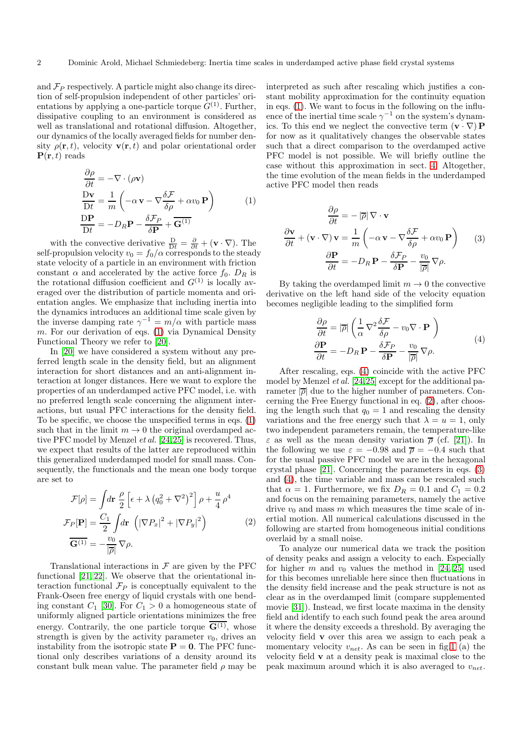and $\mathcal{F}_P$ respectively. A particle might also change its direction of self-propulsion independent of other particles' orientations by applying a one-particle torque $G^{(1)}$. Further, dissipative coupling to an environment is considered as well as translational and rotational diffusion. Altogether, our dynamics of the locally averaged fields for number density $\rho(\mathbf{r},t)$, velocity $\mathbf{v}(\mathbf{r},t)$ and polar orientational order $\mathbf{P}(\mathbf{r},t)$ reads

$$
\begin{aligned}
\frac{\partial \rho}{\partial t} &= -\nabla \cdot (\rho \mathbf{v}) \\
\frac{\mathrm{D}\mathbf{v}}{\mathrm{D}t} &= \frac{1}{m}\left(-\alpha\,\mathbf{v} - \nabla\frac{\delta \mathcal{F}}{\delta \rho} + \alpha v_0\,\mathbf{P}\right) \\
\frac{\mathrm{D}\mathbf{P}}{\mathrm{D}t} &= -D_R\mathbf{P} - \frac{\delta \mathcal{F}_P}{\delta \mathbf{P}} + \overline{\mathbf{G}^{(1)}}
\end{aligned}
\tag{1}
$$

with the convective derivative $\frac{\mathrm{D}}{\mathrm{D}t} = \frac{\partial}{\partial t} + (\mathbf{v}\cdot\nabla)$. The self-propulsion velocity $v_0 = f_0/\alpha$ corresponds to the steady state velocity of a particle in an environment with friction constant $\alpha$ and accelerated by the active force $f_0$. $D_R$ is the rotational diffusion coefficient and $G^{(1)}$ is locally averaged over the distribution of particle momenta and orientation angles. We emphasize that including inertia into the dynamics introduces an additional time scale given by the inverse damping rate $\gamma^{-1} = m/\alpha$ with particle mass $m$. For our derivation of eqs. (1) via Dynamical Density Functional Theory we refer to [20].

In [20] we have considered a system without any preferred length scale in the density field, but an alignment interaction for short distances and an anti-alignment interaction at longer distances. Here we want to explore the properties of an underdamped active PFC model, i.e. with no preferred length scale concerning the alignment interactions, but usual PFC interactions for the density field. To be specific, we choose the unspecified terms in eqs. (1) such that in the limit $m \to 0$ the original overdamped active PFC model by Menzel *et al.* [24,25] is recovered. Thus, we expect that results of the latter are reproduced within this generalized underdamped model for small mass. Consequently, the functionals and the mean one body torque are set to

$$
\begin{aligned}
\mathcal{F}[\rho] &= \int\! d\mathbf{r}\ \frac{\rho}{2}\left[\epsilon + \lambda\left(q_0^2 + \nabla^2\right)^2\right]\rho + \frac{u}{4}\,\rho^4 \\
\mathcal{F}_P[\mathbf{P}] &= \frac{C_1}{2}\int\! d\mathbf{r}\ \left(|\nabla P_x|^2 + |\nabla P_y|^2\right) \\
\overline{\mathbf{G}^{(1)}} &= -\frac{v_0}{|\overline{\rho}|}\,\nabla\rho.
\end{aligned}
\tag{2}
$$

Translational interactions in $\mathcal{F}$ are given by the PFC functional [21,22]. We observe that the orientational interaction functional $\mathcal{F}_P$ is conceptually equivalent to the Frank-Oseen free energy of liquid crystals with one bending constant $C_1$ [30]. For $C_1 > 0$ a homogeneous state of uniformly aligned particle orientations minimizes the free energy. Contrarily, the one particle torque $\overline{\mathbf{G}^{(1)}}$, whose strength is given by the activity parameter $v_0$, drives an instability from the isotropic state $\mathbf{P} = \mathbf{0}$. The PFC functional only describes variations of a density around its constant bulk mean value. The parameter field $\rho$ may be interpreted as such after rescaling which justifies a constant mobility approximation for the continuity equation in eqs. (1). We want to focus in the following on the influence of the inertial time scale $\gamma^{-1}$ on the system's dynamics. To this end we neglect the convective term $(\mathbf{v}\cdot\nabla)\,\mathbf{P}$ for now as it qualitatively changes the observable states such that a direct comparison to the overdamped active PFC model is not possible. We will briefly outline the case without this approximation in sect. 4. Altogether, the time evolution of the mean fields in the underdamped active PFC model then reads

$$
\begin{aligned}
\frac{\partial \rho}{\partial t} &= -\left|\overline{\rho}\right|\nabla\cdot\mathbf{v} \\
\frac{\partial \mathbf{v}}{\partial t} + (\mathbf{v}\cdot\nabla)\,\mathbf{v} &= \frac{1}{m}\left(-\alpha\,\mathbf{v} - \nabla\frac{\delta \mathcal{F}}{\delta \rho} + \alpha v_0\,\mathbf{P}\right) \\
\frac{\partial \mathbf{P}}{\partial t} &= -D_R\,\mathbf{P} - \frac{\delta \mathcal{F}_P}{\delta \mathbf{P}} - \frac{v_0}{|\overline{\rho}|}\,\nabla\rho.
\end{aligned}
\tag{3}
$$

By taking the overdamped limit $m \to 0$ the convective derivative on the left hand side of the velocity equation becomes negligible leading to the simplified form

$$
\begin{aligned}
\frac{\partial \rho}{\partial t} &= |\overline{\rho}|\left(\frac{1}{\alpha}\,\nabla^2\frac{\delta \mathcal{F}}{\delta \rho} - v_0\nabla\cdot\mathbf{P}\right) \\
\frac{\partial \mathbf{P}}{\partial t} &= -D_R\,\mathbf{P} - \frac{\delta \mathcal{F}_P}{\delta \mathbf{P}} - \frac{v_0}{|\overline{\rho}|}\,\nabla\rho.
\end{aligned}
\tag{4}
$$

After rescaling, eqs. (4) coincide with the active PFC model by Menzel *et al.* [24,25] except for the additional parameter $|\overline{\rho}|$ due to the higher number of parameters. Concerning the Free Energy functional in eq. (2), after choosing the length such that $q_0 = 1$ and rescaling the density variations and the free energy such that $\lambda = u = 1$, only two independent parameters remain, the temperature-like $\varepsilon$ as well as the mean density variation $\overline{\rho}$ (cf. [21]). In the following we use $\varepsilon = -0.98$ and $\overline{\rho} = -0.4$ such that for the usual passive PFC model we are in the hexagonal crystal phase [21]. Concerning the parameters in eqs. (3) and (4), the time variable and mass can be rescaled such that $\alpha = 1$. Furthermore, we fix $D_R = 0.1$ and $C_1 = 0.2$ and focus on the remaining parameters, namely the active drive $v_0$ and mass $m$ which measures the time scale of inertial motion. All numerical calculations discussed in the following are started from homogeneous initial conditions overlaid by a small noise.

To analyze our numerical data we track the position of density peaks and assign a velocity to each. Especially for higher $m$ and $v_0$ values the method in [24,25] used for this becomes unreliable here since then fluctuations in the density field increase and the peak structure is not as clear as in the overdamped limit (compare supplemented movie [31]). Instead, we first locate maxima in the density field and identify to each such found peak the area around it where the density exceeds a threshold. By averaging the velocity field $\mathbf{v}$ over this area we assign to each peak a momentary velocity $v_{net}$. As can be seen in fig.1 (a) the velocity field $\mathbf{v}$ at a density peak is maximal close to the peak maximum around which it is also averaged to $v_{net}$.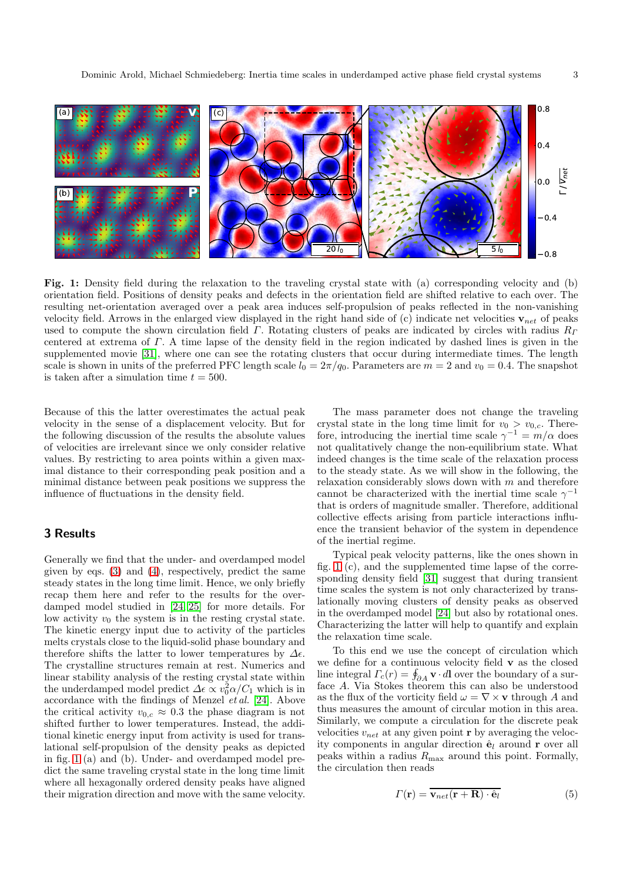**Fig. 1:** Density field during the relaxation to the traveling crystal state with (a) corresponding velocity and (b) orientation field. Positions of density peaks and defects in the orientation field are shifted relative to each over. The resulting net-orientation averaged over a peak area induces self-propulsion of peaks reflected in the non-vanishing velocity field. Arrows in the enlarged view displayed in the right hand side of (c) indicate net velocities $\mathbf{v}_{net}$ of peaks used to compute the shown circulation field $\Gamma$. Rotating clusters of peaks are indicated by circles with radius $R_\Gamma$ centered at extrema of $\Gamma$. A time lapse of the density field in the region indicated by dashed lines is given in the supplemented movie [31], where one can see the rotating clusters that occur during intermediate times. The length scale is shown in units of the preferred PFC length scale $l_0 = 2\pi/q_0$. Parameters are $m = 2$ and $v_0 = 0.4$. The snapshot is taken after a simulation time $t = 500$.

Because of this the latter overestimates the actual peak velocity in the sense of a displacement velocity. But for the following discussion of the results the absolute values of velocities are irrelevant since we only consider relative values. By restricting to area points within a given maximal distance to their corresponding peak position and a minimal distance between peak positions we suppress the influence of fluctuations in the density field.

## 3 Results

Generally we find that the under- and overdamped model given by eqs. (3) and (4), respectively, predict the same steady states in the long time limit. Hence, we only briefly recap them here and refer to the results for the overdamped model studied in [24,25] for more details. For low activity $v_0$ the system is in the resting crystal state. The kinetic energy input due to activity of the particles melts crystals close to the liquid-solid phase boundary and therefore shifts the latter to lower temperatures by $\Delta\epsilon$. The crystalline structures remain at rest. Numerics and linear stability analysis of the resting crystal state within the underdamped model predict $\Delta\epsilon \propto v_0^2\alpha/C_1$ which is in accordance with the findings of Menzel *et al.* [24]. Above the critical activity $v_{0,c} \approx 0.3$ the phase diagram is not shifted further to lower temperatures. Instead, the additional kinetic energy input from activity is used for translational self-propulsion of the density peaks as depicted in fig. 1 (a) and (b). Under- and overdamped model predict the same traveling crystal state in the long time limit where all hexagonally ordered density peaks have aligned their migration direction and move with the same velocity.

The mass parameter does not change the traveling crystal state in the long time limit for $v_0 > v_{0,c}$. Therefore, introducing the inertial time scale $\gamma^{-1} = m/\alpha$ does not qualitatively change the non-equilibrium state. What indeed changes is the time scale of the relaxation process to the steady state. As we will show in the following, the relaxation considerably slows down with $m$ and therefore cannot be characterized with the inertial time scale $\gamma^{-1}$ that is orders of magnitude smaller. Therefore, additional collective effects arising from particle interactions influence the transient behavior of the system in dependence of the inertial regime.

Typical peak velocity patterns, like the ones shown in fig. 1 (c), and the supplemented time lapse of the corresponding density field [31] suggest that during transient time scales the system is not only characterized by translationally moving clusters of density peaks as observed in the overdamped model [24] but also by rotational ones. Characterizing the latter will help to quantify and explain the relaxation time scale.

To this end we use the concept of circulation which we define for a continuous velocity field $\mathbf{v}$ as the closed line integral $\Gamma_c(r) = \oint_{\partial A} \mathbf{v} \cdot d\mathbf{l}$ over the boundary of a surface $A$. Via Stokes theorem this can also be understood as the flux of the vorticity field $\omega = \nabla \times \mathbf{v}$ through $A$ and thus measures the amount of circular motion in this area. Similarly, we compute a circulation for the discrete peak velocities $v_{net}$ at any given point $\mathbf{r}$ by averaging the velocity components in angular direction $\hat{\mathbf{e}}_l$ around $\mathbf{r}$ over all peaks within a radius $R_{\max}$ around this point. Formally, the circulation then reads

$$\Gamma(\mathbf{r}) = \overline{\mathbf{v}_{net}(\mathbf{r} + \mathbf{R}) \cdot \hat{\mathbf{e}}_l} \tag{5}$$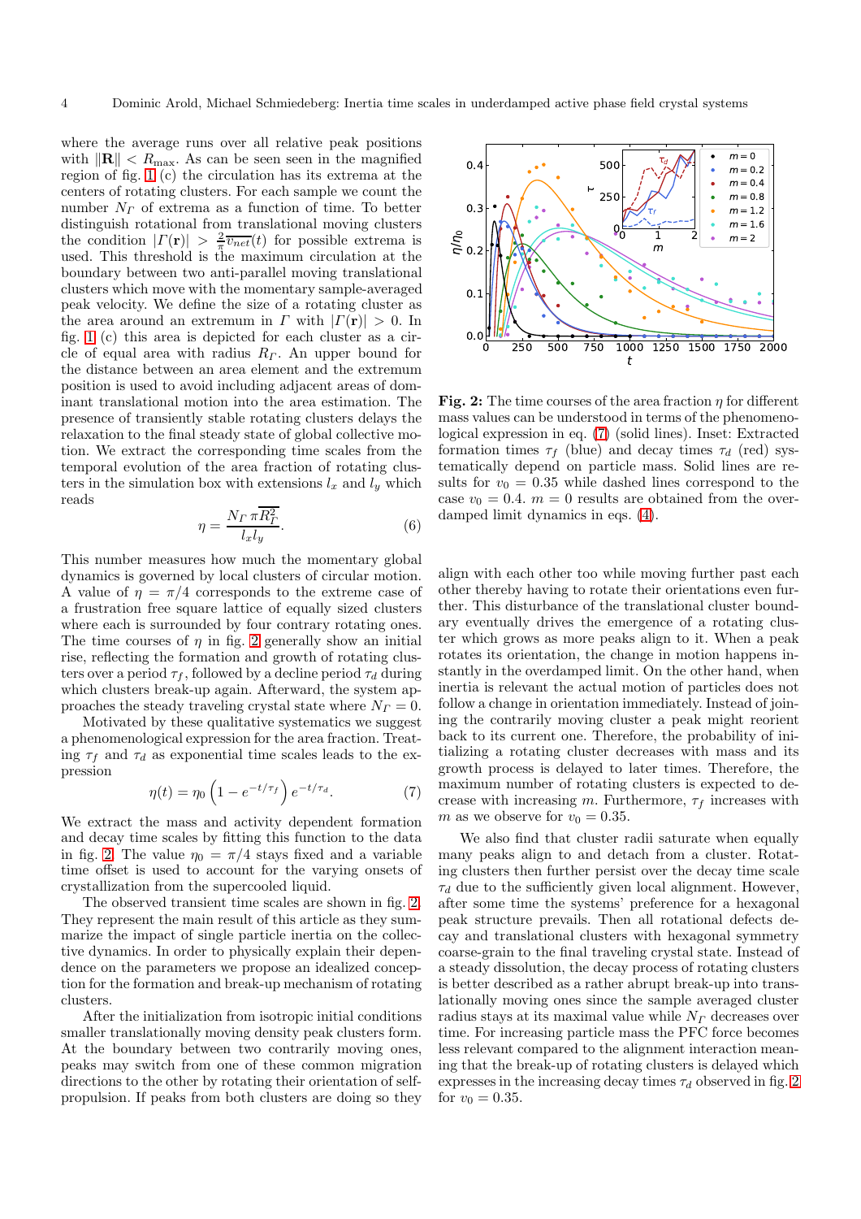where the average runs over all relative peak positions with $\|\mathbf{R}\| < R_{\max}$. As can be seen seen in the magnified region of fig. 1 (c) the circulation has its extrema at the centers of rotating clusters. For each sample we count the number $N_\Gamma$ of extrema as a function of time. To better distinguish rotational from translational moving clusters the condition $|\Gamma(\mathbf{r})| > \frac{2}{\pi}\overline{v_{net}}(t)$ for possible extrema is used. This threshold is the maximum circulation at the boundary between two anti-parallel moving translational clusters which move with the momentary sample-averaged peak velocity. We define the size of a rotating cluster as the area around an extremum in $\Gamma$ with $|\Gamma(\mathbf{r})| > 0$. In fig. 1 (c) this area is depicted for each cluster as a circle of equal area with radius $R_\Gamma$. An upper bound for the distance between an area element and the extremum position is used to avoid including adjacent areas of dominant translational motion into the area estimation. The presence of transiently stable rotating clusters delays the relaxation to the final steady state of global collective motion. We extract the corresponding time scales from the temporal evolution of the area fraction of rotating clusters in the simulation box with extensions $l_x$ and $l_y$ which reads

$$\eta = \frac{N_\Gamma \pi \overline{R_\Gamma^2}}{l_x l_y}. \quad (6)$$

This number measures how much the momentary global dynamics is governed by local clusters of circular motion. A value of $\eta = \pi/4$ corresponds to the extreme case of a frustration free square lattice of equally sized clusters where each is surrounded by four contrary rotating ones. The time courses of $\eta$ in fig. 2 generally show an initial rise, reflecting the formation and growth of rotating clusters over a period $\tau_f$, followed by a decline period $\tau_d$ during which clusters break-up again. Afterward, the system approaches the steady traveling crystal state where $N_\Gamma = 0$.

Motivated by these qualitative systematics we suggest a phenomenological expression for the area fraction. Treating $\tau_f$ and $\tau_d$ as exponential time scales leads to the expression

$$\eta(t) = \eta_0 \left(1 - e^{-t/\tau_f}\right) e^{-t/\tau_d}. \quad (7)$$

We extract the mass and activity dependent formation and decay time scales by fitting this function to the data in fig. 2. The value $\eta_0 = \pi/4$ stays fixed and a variable time offset is used to account for the varying onsets of crystallization from the supercooled liquid.

The observed transient time scales are shown in fig. 2. They represent the main result of this article as they summarize the impact of single particle inertia on the collective dynamics. In order to physically explain their dependence on the parameters we propose an idealized conception for the formation and break-up mechanism of rotating clusters.

After the initialization from isotropic initial conditions smaller translationally moving density peak clusters form. At the boundary between two contrarily moving ones, peaks may switch from one of these common migration directions to the other by rotating their orientation of self-propulsion. If peaks from both clusters are doing so they align with each other too while moving further past each other thereby having to rotate their orientations even further. This disturbance of the translational cluster boundary eventually drives the emergence of a rotating cluster which grows as more peaks align to it. When a peak rotates its orientation, the change in motion happens instantly in the overdamped limit. On the other hand, when inertia is relevant the actual motion of particles does not follow a change in orientation immediately. Instead of joining the contrarily moving cluster a peak might reorient back to its current one. Therefore, the probability of initializing a rotating cluster decreases with mass and its growth process is delayed to later times. Therefore, the maximum number of rotating clusters is expected to decrease with increasing $m$. Furthermore, $\tau_f$ increases with $m$ as we observe for $v_0 = 0.35$.

We also find that cluster radii saturate when equally many peaks align to and detach from a cluster. Rotating clusters then further persist over the decay time scale $\tau_d$ due to the sufficiently given local alignment. However, after some time the systems' preference for a hexagonal peak structure prevails. Then all rotational defects decay and translational clusters with hexagonal symmetry coarse-grain to the final traveling crystal state. Instead of a steady dissolution, the decay process of rotating clusters is better described as a rather abrupt break-up into translationally moving ones since the sample averaged cluster radius stays at its maximal value while $N_\Gamma$ decreases over time. For increasing particle mass the PFC force becomes less relevant compared to the alignment interaction meaning that the break-up of rotating clusters is delayed which expresses in the increasing decay times $\tau_d$ observed in fig. 2 for $v_0 = 0.35$.

**Fig. 2:** The time courses of the area fraction $\eta$ for different mass values can be understood in terms of the phenomenological expression in eq. (7) (solid lines). Inset: Extracted formation times $\tau_f$ (blue) and decay times $\tau_d$ (red) systematically depend on particle mass. Solid lines are results for $v_0 = 0.35$ while dashed lines correspond to the case $v_0 = 0.4$. $m = 0$ results are obtained from the overdamped limit dynamics in eqs. (4).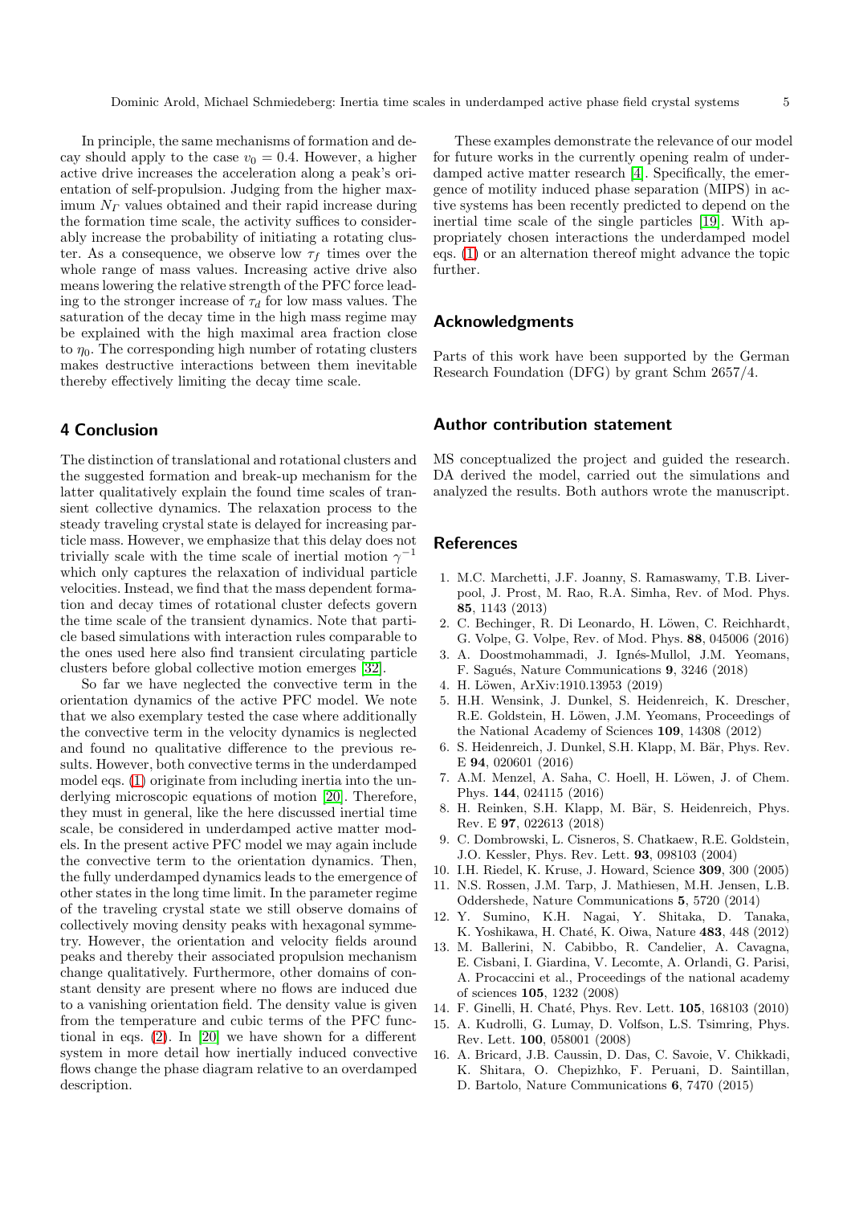In principle, the same mechanisms of formation and decay should apply to the case $v_0 = 0.4$. However, a higher active drive increases the acceleration along a peak's orientation of self-propulsion. Judging from the higher maximum $N_\Gamma$ values obtained and their rapid increase during the formation time scale, the activity suffices to considerably increase the probability of initiating a rotating cluster. As a consequence, we observe low $\tau_f$ times over the whole range of mass values. Increasing active drive also means lowering the relative strength of the PFC force leading to the stronger increase of $\tau_d$ for low mass values. The saturation of the decay time in the high mass regime may be explained with the high maximal area fraction close to $\eta_0$. The corresponding high number of rotating clusters makes destructive interactions between them inevitable thereby effectively limiting the decay time scale.

## 4 Conclusion

The distinction of translational and rotational clusters and the suggested formation and break-up mechanism for the latter qualitatively explain the found time scales of transient collective dynamics. The relaxation process to the steady traveling crystal state is delayed for increasing particle mass. However, we emphasize that this delay does not trivially scale with the time scale of inertial motion $\gamma^{-1}$ which only captures the relaxation of individual particle velocities. Instead, we find that the mass dependent formation and decay times of rotational cluster defects govern the time scale of the transient dynamics. Note that particle based simulations with interaction rules comparable to the ones used here also find transient circulating particle clusters before global collective motion emerges [32].

So far we have neglected the convective term in the orientation dynamics of the active PFC model. We note that we also exemplary tested the case where additionally the convective term in the velocity dynamics is neglected and found no qualitative difference to the previous results. However, both convective terms in the underdamped model eqs. (1) originate from including inertia into the underlying microscopic equations of motion [20]. Therefore, they must in general, like the here discussed inertial time scale, be considered in underdamped active matter models. In the present active PFC model we may again include the convective term to the orientation dynamics. Then, the fully underdamped dynamics leads to the emergence of other states in the long time limit. In the parameter regime of the traveling crystal state we still observe domains of collectively moving density peaks with hexagonal symmetry. However, the orientation and velocity fields around peaks and thereby their associated propulsion mechanism change qualitatively. Furthermore, other domains of constant density are present where no flows are induced due to a vanishing orientation field. The density value is given from the temperature and cubic terms of the PFC functional in eqs. (2). In [20] we have shown for a different system in more detail how inertially induced convective flows change the phase diagram relative to an overdamped description.

These examples demonstrate the relevance of our model for future works in the currently opening realm of underdamped active matter research [4]. Specifically, the emergence of motility induced phase separation (MIPS) in active systems has been recently predicted to depend on the inertial time scale of the single particles [19]. With appropriately chosen interactions the underdamped model eqs. (1) or an alternation thereof might advance the topic further.

## Acknowledgments

Parts of this work have been supported by the German Research Foundation (DFG) by grant Schm 2657/4.

## Author contribution statement

MS conceptualized the project and guided the research. DA derived the model, carried out the simulations and analyzed the results. Both authors wrote the manuscript.

## References

1. M.C. Marchetti, J.F. Joanny, S. Ramaswamy, T.B. Liverpool, J. Prost, M. Rao, R.A. Simha, Rev. of Mod. Phys. **85**, 1143 (2013)
2. C. Bechinger, R. Di Leonardo, H. Löwen, C. Reichhardt, G. Volpe, G. Volpe, Rev. of Mod. Phys. **88**, 045006 (2016)
3. A. Doostmohammadi, J. Ignés-Mullol, J.M. Yeomans, F. Sagués, Nature Communications **9**, 3246 (2018)
4. H. Löwen, ArXiv:1910.13953 (2019)
5. H.H. Wensink, J. Dunkel, S. Heidenreich, K. Drescher, R.E. Goldstein, H. Löwen, J.M. Yeomans, Proceedings of the National Academy of Sciences **109**, 14308 (2012)
6. S. Heidenreich, J. Dunkel, S.H. Klapp, M. Bär, Phys. Rev. E **94**, 020601 (2016)
7. A.M. Menzel, A. Saha, C. Hoell, H. Löwen, J. of Chem. Phys. **144**, 024115 (2016)
8. H. Reinken, S.H. Klapp, M. Bär, S. Heidenreich, Phys. Rev. E **97**, 022613 (2018)
9. C. Dombrowski, L. Cisneros, S. Chatkaew, R.E. Goldstein, J.O. Kessler, Phys. Rev. Lett. **93**, 098103 (2004)
10. I.H. Riedel, K. Kruse, J. Howard, Science **309**, 300 (2005)
11. N.S. Rossen, J.M. Tarp, J. Mathiesen, M.H. Jensen, L.B. Oddershede, Nature Communications **5**, 5720 (2014)
12. Y. Sumino, K.H. Nagai, Y. Shitaka, D. Tanaka, K. Yoshikawa, H. Chaté, K. Oiwa, Nature **483**, 448 (2012)
13. M. Ballerini, N. Cabibbo, R. Candelier, A. Cavagna, E. Cisbani, I. Giardina, V. Lecomte, A. Orlandi, G. Parisi, A. Procaccini et al., Proceedings of the national academy of sciences **105**, 1232 (2008)
14. F. Ginelli, H. Chaté, Phys. Rev. Lett. **105**, 168103 (2010)
15. A. Kudrolli, G. Lumay, D. Volfson, L.S. Tsimring, Phys. Rev. Lett. **100**, 058001 (2008)
16. A. Bricard, J.B. Caussin, D. Das, C. Savoie, V. Chikkadi, K. Shitara, O. Chepizhko, F. Peruani, D. Saintillan, D. Bartolo, Nature Communications **6**, 7470 (2015)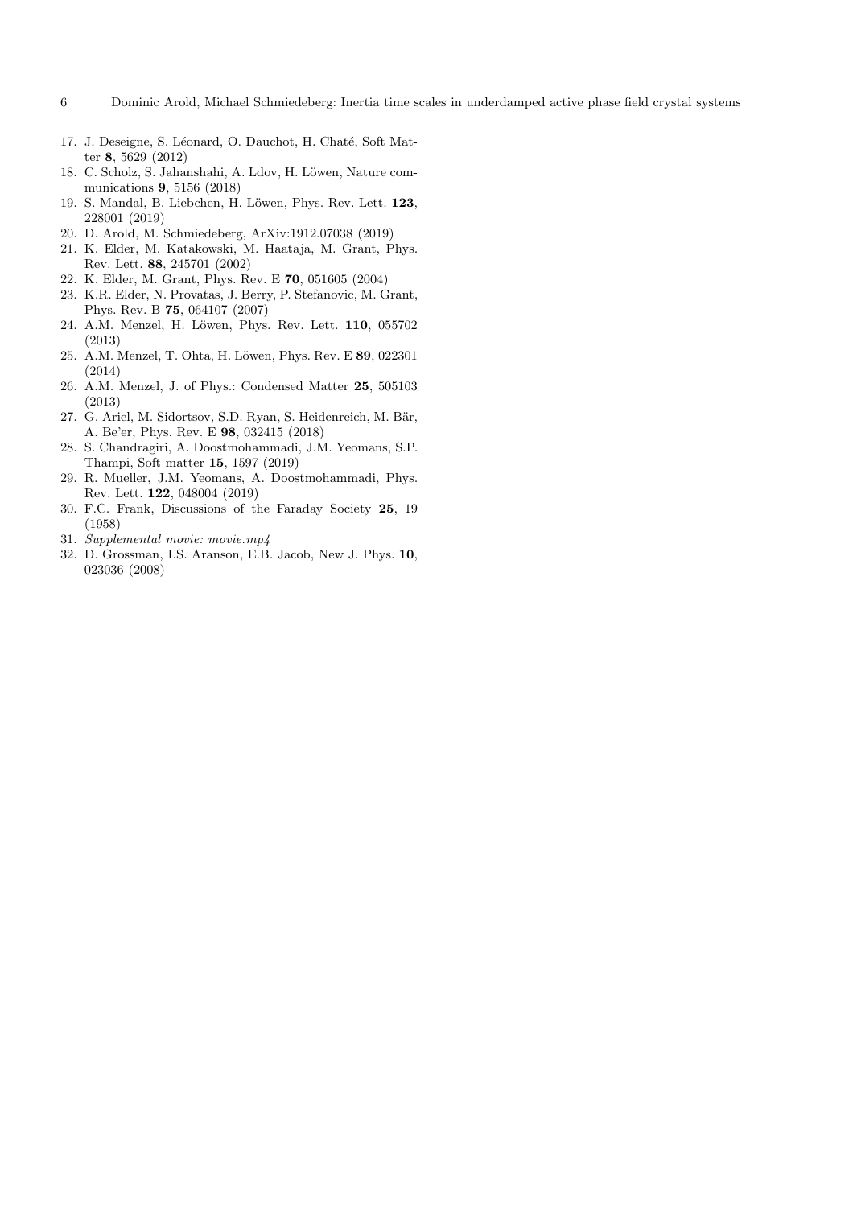17. J. Deseigne, S. Léonard, O. Dauchot, H. Chaté, Soft Matter **8**, 5629 (2012)
18. C. Scholz, S. Jahanshahi, A. Ldov, H. Löwen, Nature communications **9**, 5156 (2018)
19. S. Mandal, B. Liebchen, H. Löwen, Phys. Rev. Lett. **123**, 228001 (2019)
20. D. Arold, M. Schmiedeberg, ArXiv:1912.07038 (2019)
21. K. Elder, M. Katakowski, M. Haataja, M. Grant, Phys. Rev. Lett. **88**, 245701 (2002)
22. K. Elder, M. Grant, Phys. Rev. E **70**, 051605 (2004)
23. K.R. Elder, N. Provatas, J. Berry, P. Stefanovic, M. Grant, Phys. Rev. B **75**, 064107 (2007)
24. A.M. Menzel, H. Löwen, Phys. Rev. Lett. **110**, 055702 (2013)
25. A.M. Menzel, T. Ohta, H. Löwen, Phys. Rev. E **89**, 022301 (2014)
26. A.M. Menzel, J. of Phys.: Condensed Matter **25**, 505103 (2013)
27. G. Ariel, M. Sidortsov, S.D. Ryan, S. Heidenreich, M. Bär, A. Be'er, Phys. Rev. E **98**, 032415 (2018)
28. S. Chandragiri, A. Doostmohammadi, J.M. Yeomans, S.P. Thampi, Soft matter **15**, 1597 (2019)
29. R. Mueller, J.M. Yeomans, A. Doostmohammadi, Phys. Rev. Lett. **122**, 048004 (2019)
30. F.C. Frank, Discussions of the Faraday Society **25**, 19 (1958)
31. *Supplemental movie: movie.mp4*
32. D. Grossman, I.S. Aranson, E.B. Jacob, New J. Phys. **10**, 023036 (2008)